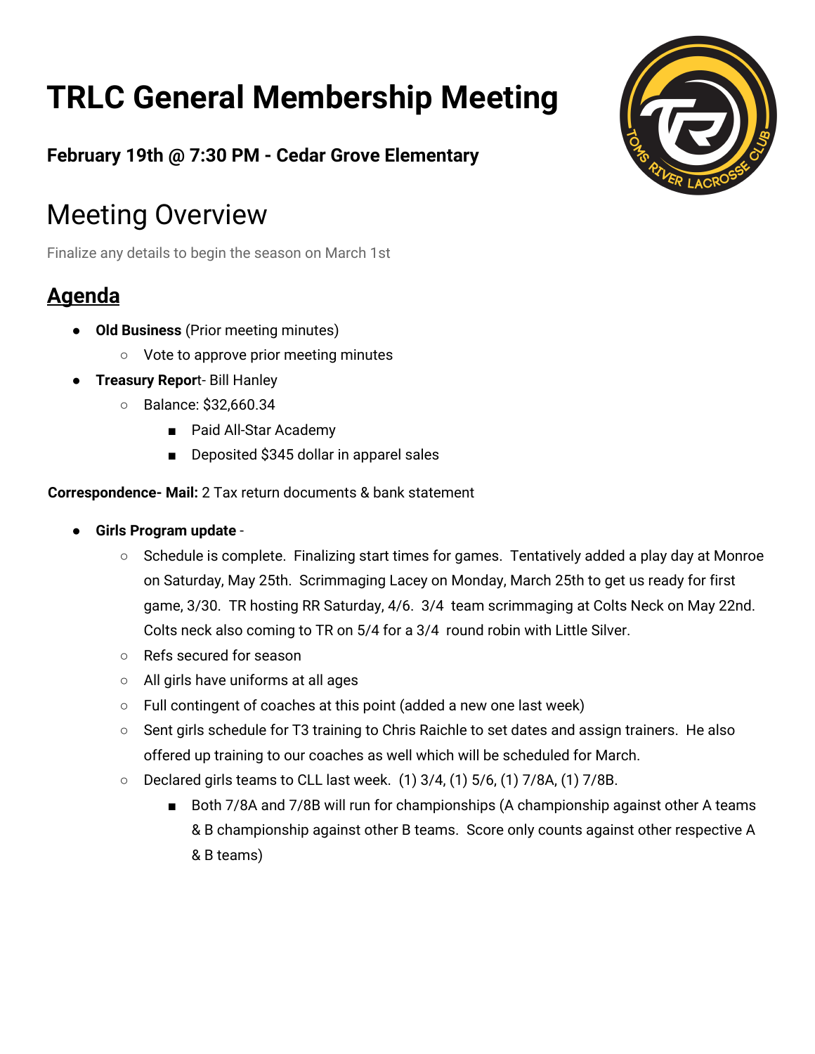# TRLC General Membership Meeting

### February 19th @ 7:30 PM - Cedar Grove Elementary

## Meeting Overview

Finalize any details to begin the season on March 1st

## Agenda

- **Old Business** (Prior meeting minutes)
  - Vote to approve prior meeting minutes
- **Treasury Report**- Bill Hanley
  - Balance: $32,660.34
    - Paid All-Star Academy
    - Deposited $345 dollar in apparel sales

**Correspondence- Mail:** 2 Tax return documents & bank statement

- **Girls Program update** -
  - Schedule is complete. Finalizing start times for games. Tentatively added a play day at Monroe on Saturday, May 25th. Scrimmaging Lacey on Monday, March 25th to get us ready for first game, 3/30. TR hosting RR Saturday, 4/6. 3/4 team scrimmaging at Colts Neck on May 22nd. Colts neck also coming to TR on 5/4 for a 3/4 round robin with Little Silver.
  - Refs secured for season
  - All girls have uniforms at all ages
  - Full contingent of coaches at this point (added a new one last week)
  - Sent girls schedule for T3 training to Chris Raichle to set dates and assign trainers. He also offered up training to our coaches as well which will be scheduled for March.
  - Declared girls teams to CLL last week. (1) 3/4, (1) 5/6, (1) 7/8A, (1) 7/8B.
    - Both 7/8A and 7/8B will run for championships (A championship against other A teams & B championship against other B teams. Score only counts against other respective A & B teams)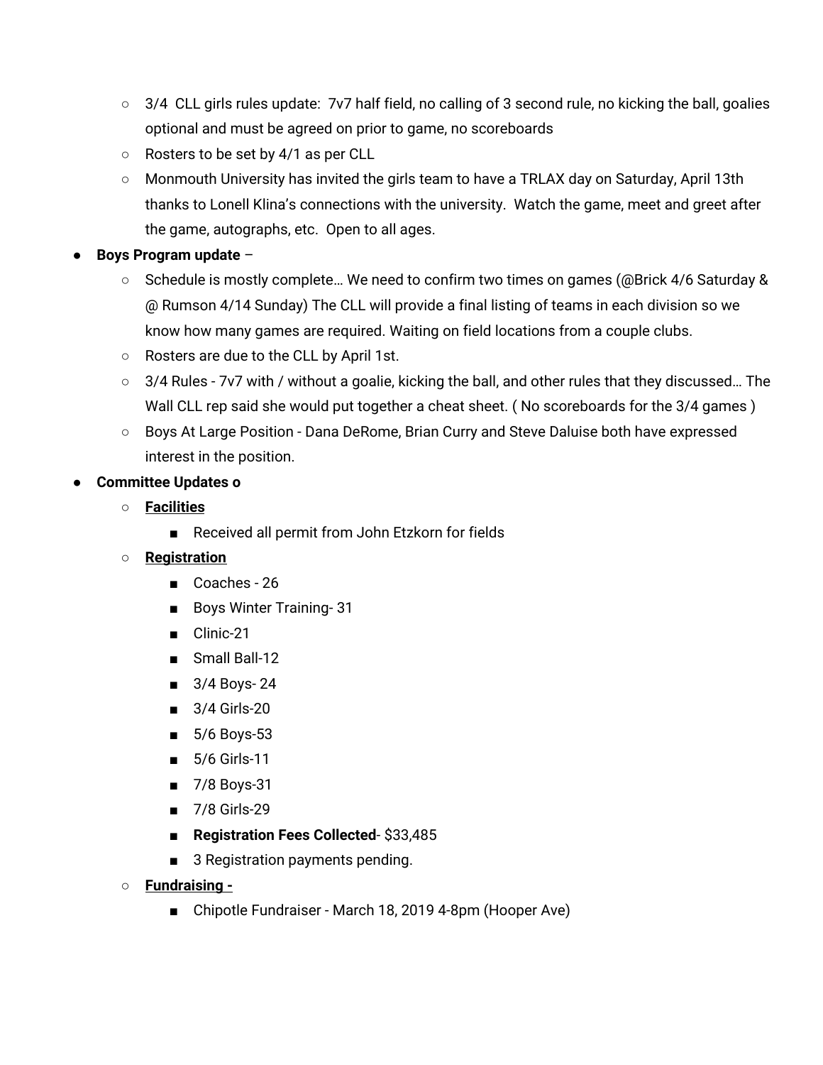- 3/4 CLL girls rules update: 7v7 half field, no calling of 3 second rule, no kicking the ball, goalies optional and must be agreed on prior to game, no scoreboards
    - Rosters to be set by 4/1 as per CLL
    - Monmouth University has invited the girls team to have a TRLAX day on Saturday, April 13th thanks to Lonell Klina's connections with the university. Watch the game, meet and greet after the game, autographs, etc. Open to all ages.
- **Boys Program update** –
    - Schedule is mostly complete… We need to confirm two times on games (@Brick 4/6 Saturday & @ Rumson 4/14 Sunday) The CLL will provide a final listing of teams in each division so we know how many games are required. Waiting on field locations from a couple clubs.
    - Rosters are due to the CLL by April 1st.
    - 3/4 Rules - 7v7 with / without a goalie, kicking the ball, and other rules that they discussed… The Wall CLL rep said she would put together a cheat sheet. ( No scoreboards for the 3/4 games )
    - Boys At Large Position - Dana DeRome, Brian Curry and Steve Daluise both have expressed interest in the position.
- **Committee Updates o**
    - **<u>Facilities</u>**
        - Received all permit from John Etzkorn for fields
    - **<u>Registration</u>**
        - Coaches - 26
        - Boys Winter Training- 31
        - Clinic-21
        - Small Ball-12
        - 3/4 Boys- 24
        - 3/4 Girls-20
        - 5/6 Boys-53
        - 5/6 Girls-11
        - 7/8 Boys-31
        - 7/8 Girls-29
        - **Registration Fees Collected**- $33,485
        - 3 Registration payments pending.
    - **<u>Fundraising -</u>**
        - Chipotle Fundraiser - March 18, 2019 4-8pm (Hooper Ave)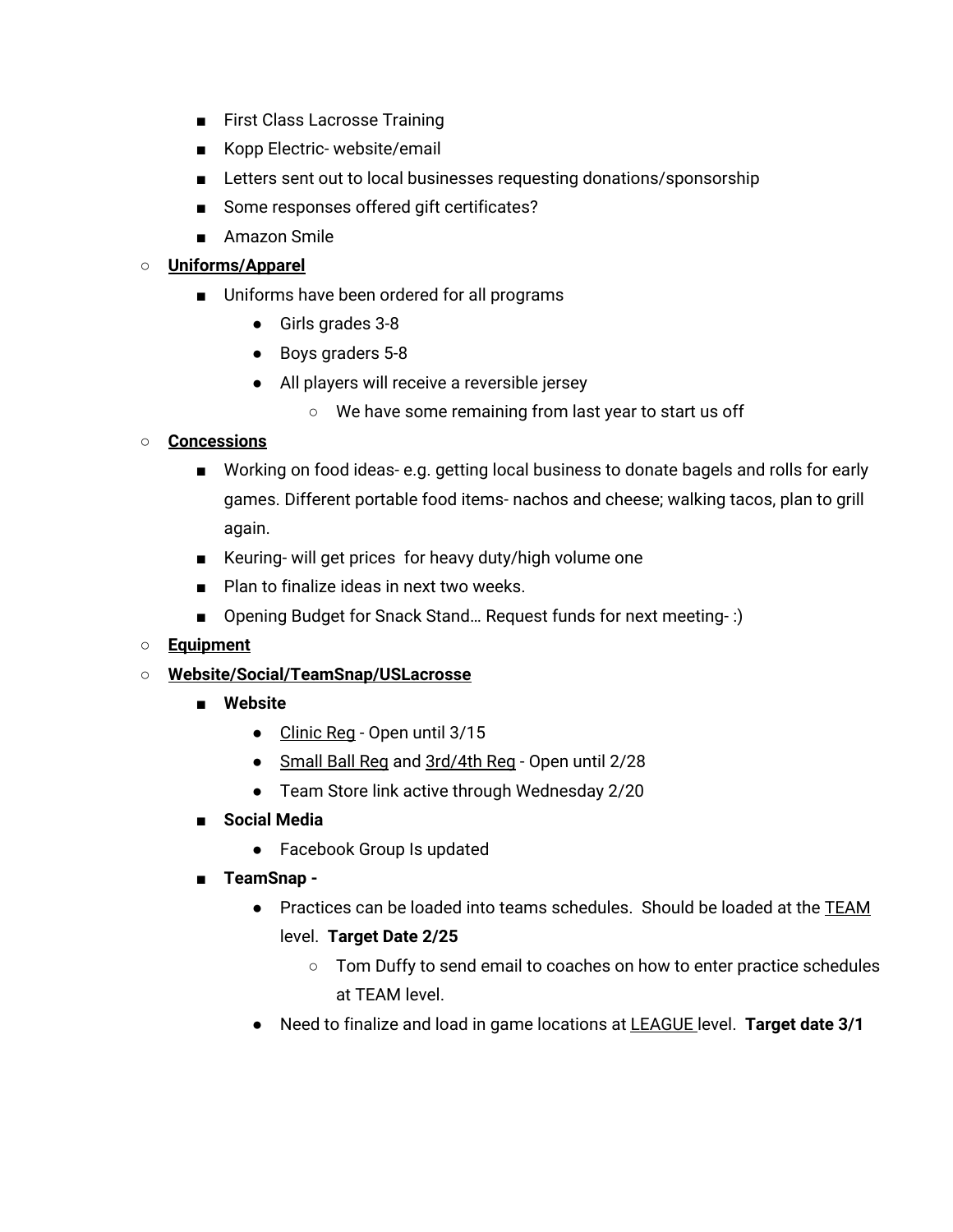- First Class Lacrosse Training
        - Kopp Electric- website/email
        - Letters sent out to local businesses requesting donations/sponsorship
        - Some responses offered gift certificates?
        - Amazon Smile
    - <u>**Uniforms/Apparel**</u>
        - Uniforms have been ordered for all programs
            - Girls grades 3-8
            - Boys graders 5-8
            - All players will receive a reversible jersey
                - We have some remaining from last year to start us off
    - <u>**Concessions**</u>
        - Working on food ideas- e.g. getting local business to donate bagels and rolls for early games. Different portable food items- nachos and cheese; walking tacos, plan to grill again.
        - Keuring- will get prices  for heavy duty/high volume one
        - Plan to finalize ideas in next two weeks.
        - Opening Budget for Snack Stand… Request funds for next meeting- :)
    - <u>**Equipment**</u>
    - <u>**Website/Social/TeamSnap/USLacrosse**</u>
        - **Website**
            - <u>Clinic Reg</u> - Open until 3/15
            - <u>Small Ball Reg</u> and <u>3rd/4th Reg</u> - Open until 2/28
            - Team Store link active through Wednesday 2/20
        - **Social Media**
            - Facebook Group Is updated
        - **TeamSnap -**
            - Practices can be loaded into teams schedules.  Should be loaded at the <u>TEAM</u> level.  **Target Date 2/25**
                - Tom Duffy to send email to coaches on how to enter practice schedules at TEAM level.
            - Need to finalize and load in game locations at <u>LEAGUE</u> level.  **Target date 3/1**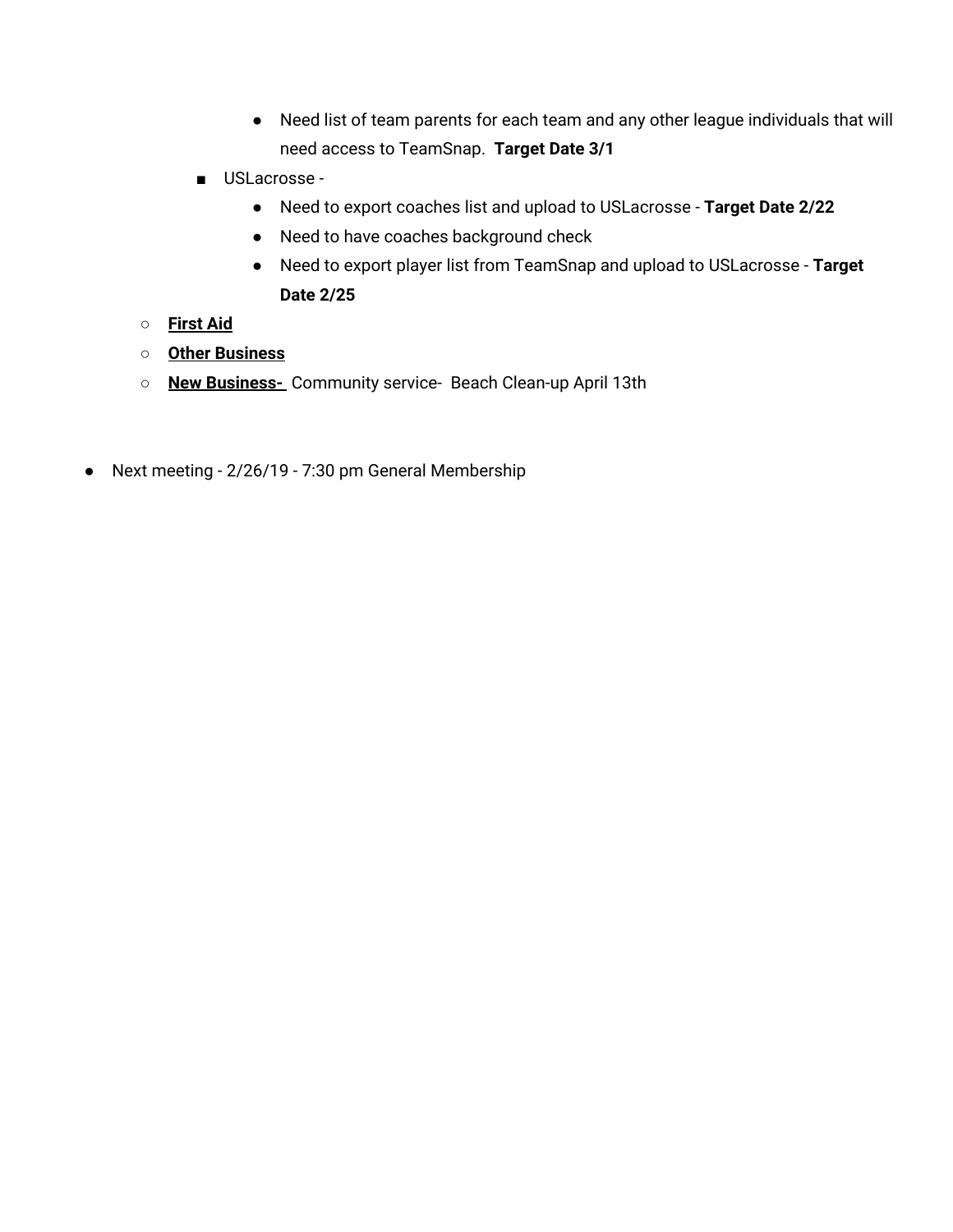- Need list of team parents for each team and any other league individuals that will need access to TeamSnap. **Target Date 3/1**
    - USLacrosse -
        - Need to export coaches list and upload to USLacrosse - **Target Date 2/22**
        - Need to have coaches background check
        - Need to export player list from TeamSnap and upload to USLacrosse - **Target Date 2/25**
  - **First Aid**
  - **Other Business**
  - **New Business-** Community service- Beach Clean-up April 13th

- Next meeting - 2/26/19 - 7:30 pm General Membership